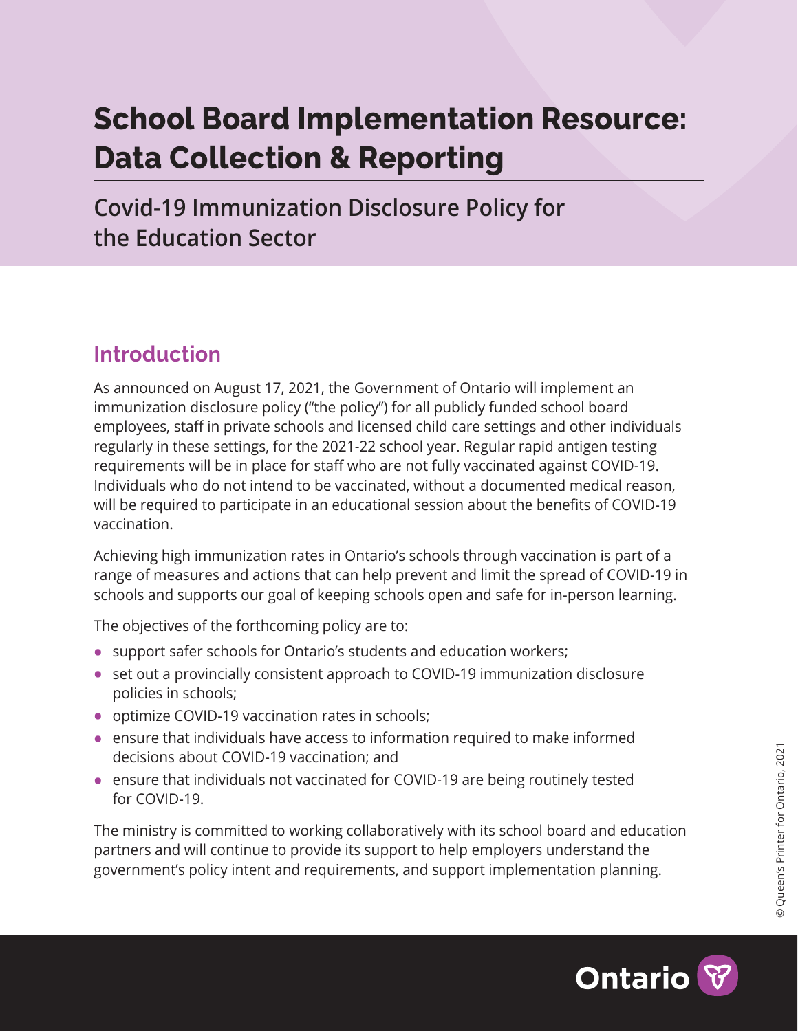# School Board Implementation Resource: Data Collection & Reporting

## Covid-19 Immunization Disclosure Policy for the Education Sector

## Introduction

As announced on August 17, 2021, the Government of Ontario will implement an immunization disclosure policy ("the policy") for all publicly funded school board employees, staff in private schools and licensed child care settings and other individuals regularly in these settings, for the 2021-22 school year. Regular rapid antigen testing requirements will be in place for staff who are not fully vaccinated against COVID-19. Individuals who do not intend to be vaccinated, without a documented medical reason, will be required to participate in an educational session about the benefits of COVID-19 vaccination.

Achieving high immunization rates in Ontario's schools through vaccination is part of a range of measures and actions that can help prevent and limit the spread of COVID-19 in schools and supports our goal of keeping schools open and safe for in-person learning.

The objectives of the forthcoming policy are to:

- support safer schools for Ontario's students and education workers;
- set out a provincially consistent approach to COVID-19 immunization disclosure policies in schools;
- optimize COVID-19 vaccination rates in schools;
- ensure that individuals have access to information required to make informed decisions about COVID-19 vaccination; and
- ensure that individuals not vaccinated for COVID-19 are being routinely tested for COVID-19.

The ministry is committed to working collaboratively with its school board and education partners and will continue to provide its support to help employers understand the government's policy intent and requirements, and support implementation planning.

© Queen's Printer for Ontario, 2021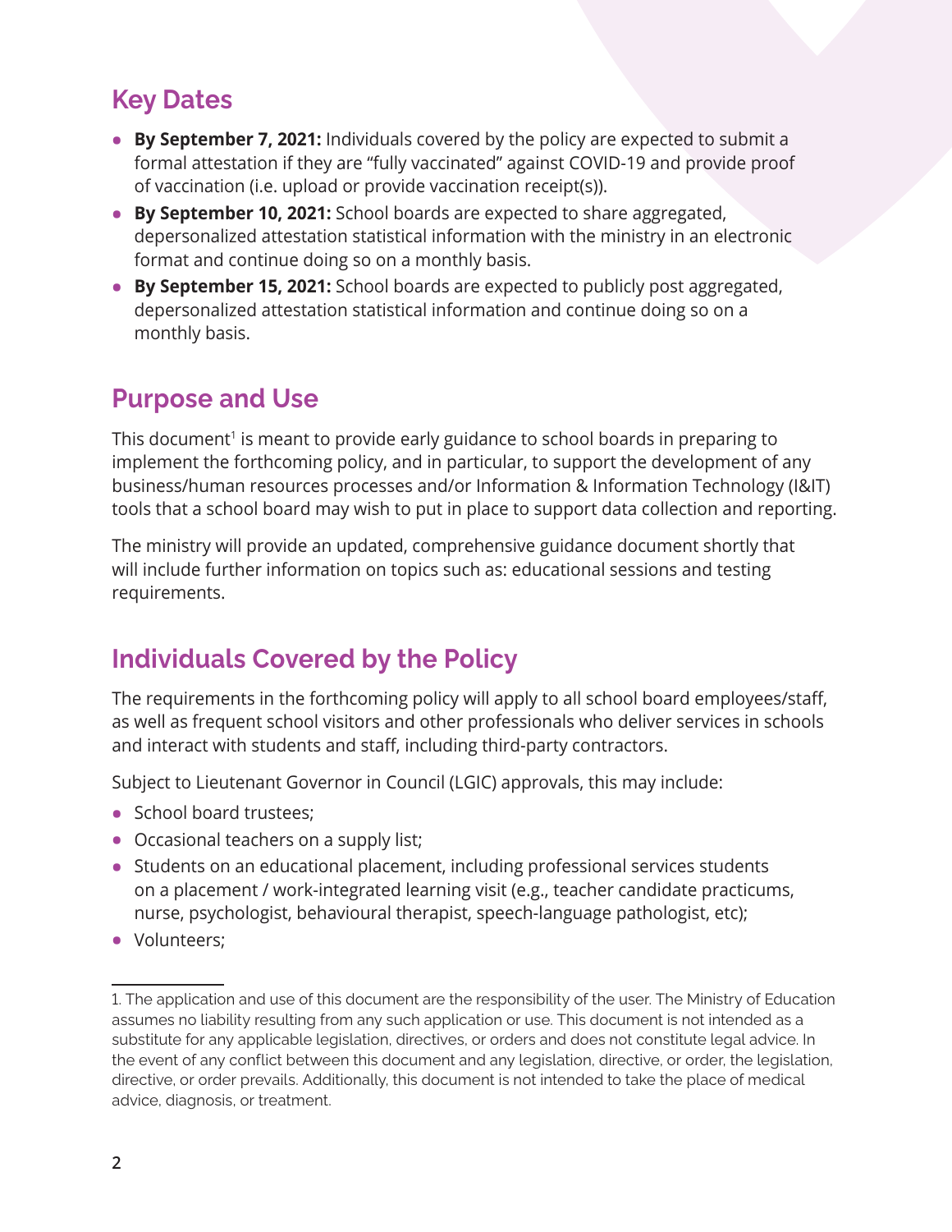## Key Dates

- **By September 7, 2021:** Individuals covered by the policy are expected to submit a formal attestation if they are "fully vaccinated" against COVID-19 and provide proof of vaccination (i.e. upload or provide vaccination receipt(s)).
- **By September 10, 2021:** School boards are expected to share aggregated, depersonalized attestation statistical information with the ministry in an electronic format and continue doing so on a monthly basis.
- **By September 15, 2021:** School boards are expected to publicly post aggregated, depersonalized attestation statistical information and continue doing so on a monthly basis.

## Purpose and Use

This document[1] is meant to provide early guidance to school boards in preparing to implement the forthcoming policy, and in particular, to support the development of any business/human resources processes and/or Information & Information Technology (I&IT) tools that a school board may wish to put in place to support data collection and reporting.

The ministry will provide an updated, comprehensive guidance document shortly that will include further information on topics such as: educational sessions and testing requirements.

## Individuals Covered by the Policy

The requirements in the forthcoming policy will apply to all school board employees/staff, as well as frequent school visitors and other professionals who deliver services in schools and interact with students and staff, including third-party contractors.

Subject to Lieutenant Governor in Council (LGIC) approvals, this may include:

- School board trustees;
- Occasional teachers on a supply list;
- Students on an educational placement, including professional services students on a placement / work-integrated learning visit (e.g., teacher candidate practicums, nurse, psychologist, behavioural therapist, speech-language pathologist, etc);
- Volunteers;

1. The application and use of this document are the responsibility of the user. The Ministry of Education assumes no liability resulting from any such application or use. This document is not intended as a substitute for any applicable legislation, directives, or orders and does not constitute legal advice. In the event of any conflict between this document and any legislation, directive, or order, the legislation, directive, or order prevails. Additionally, this document is not intended to take the place of medical advice, diagnosis, or treatment.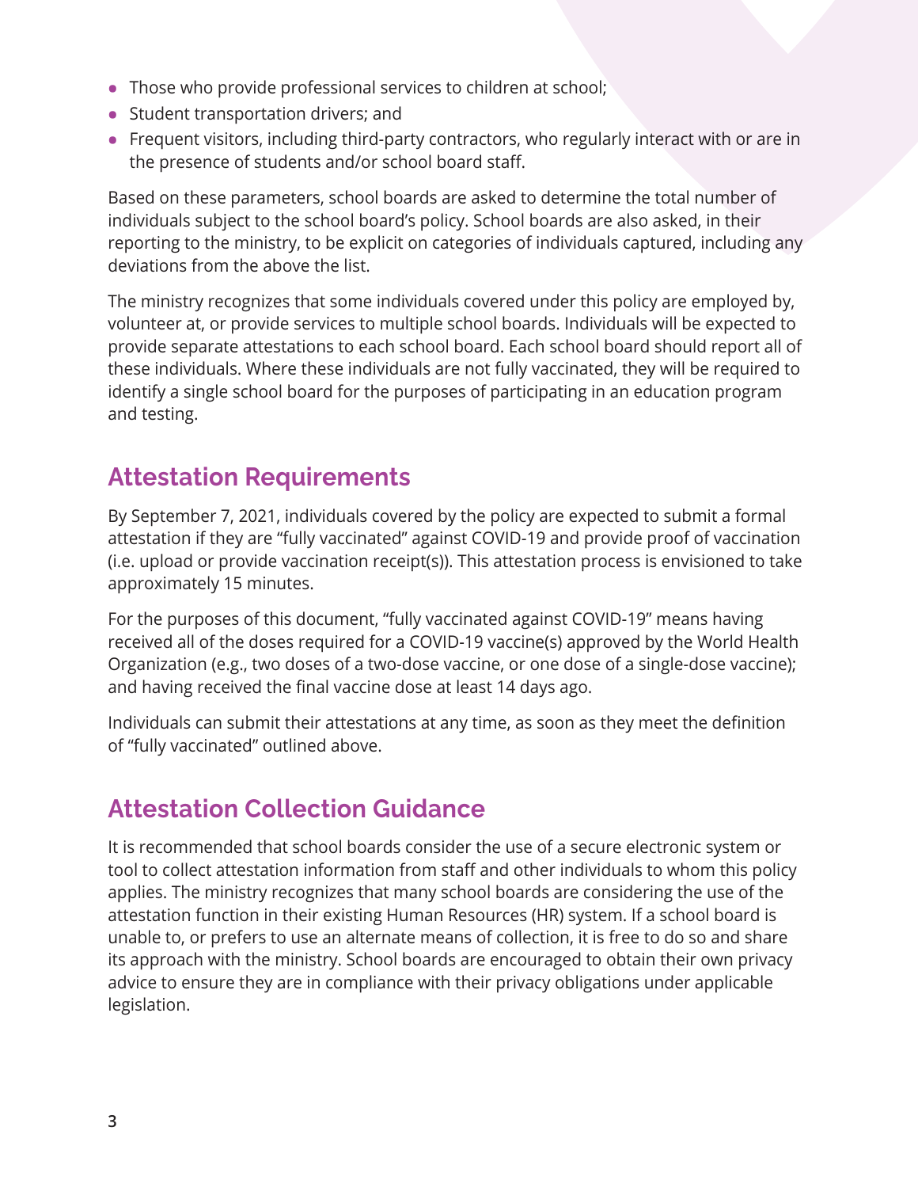- Those who provide professional services to children at school;
- Student transportation drivers; and
- Frequent visitors, including third-party contractors, who regularly interact with or are in the presence of students and/or school board staff.

Based on these parameters, school boards are asked to determine the total number of individuals subject to the school board's policy. School boards are also asked, in their reporting to the ministry, to be explicit on categories of individuals captured, including any deviations from the above the list.

The ministry recognizes that some individuals covered under this policy are employed by, volunteer at, or provide services to multiple school boards. Individuals will be expected to provide separate attestations to each school board. Each school board should report all of these individuals. Where these individuals are not fully vaccinated, they will be required to identify a single school board for the purposes of participating in an education program and testing.

## Attestation Requirements

By September 7, 2021, individuals covered by the policy are expected to submit a formal attestation if they are "fully vaccinated" against COVID-19 and provide proof of vaccination (i.e. upload or provide vaccination receipt(s)). This attestation process is envisioned to take approximately 15 minutes.

For the purposes of this document, "fully vaccinated against COVID-19" means having received all of the doses required for a COVID-19 vaccine(s) approved by the World Health Organization (e.g., two doses of a two-dose vaccine, or one dose of a single-dose vaccine); and having received the final vaccine dose at least 14 days ago.

Individuals can submit their attestations at any time, as soon as they meet the definition of "fully vaccinated" outlined above.

## Attestation Collection Guidance

It is recommended that school boards consider the use of a secure electronic system or tool to collect attestation information from staff and other individuals to whom this policy applies. The ministry recognizes that many school boards are considering the use of the attestation function in their existing Human Resources (HR) system. If a school board is unable to, or prefers to use an alternate means of collection, it is free to do so and share its approach with the ministry. School boards are encouraged to obtain their own privacy advice to ensure they are in compliance with their privacy obligations under applicable legislation.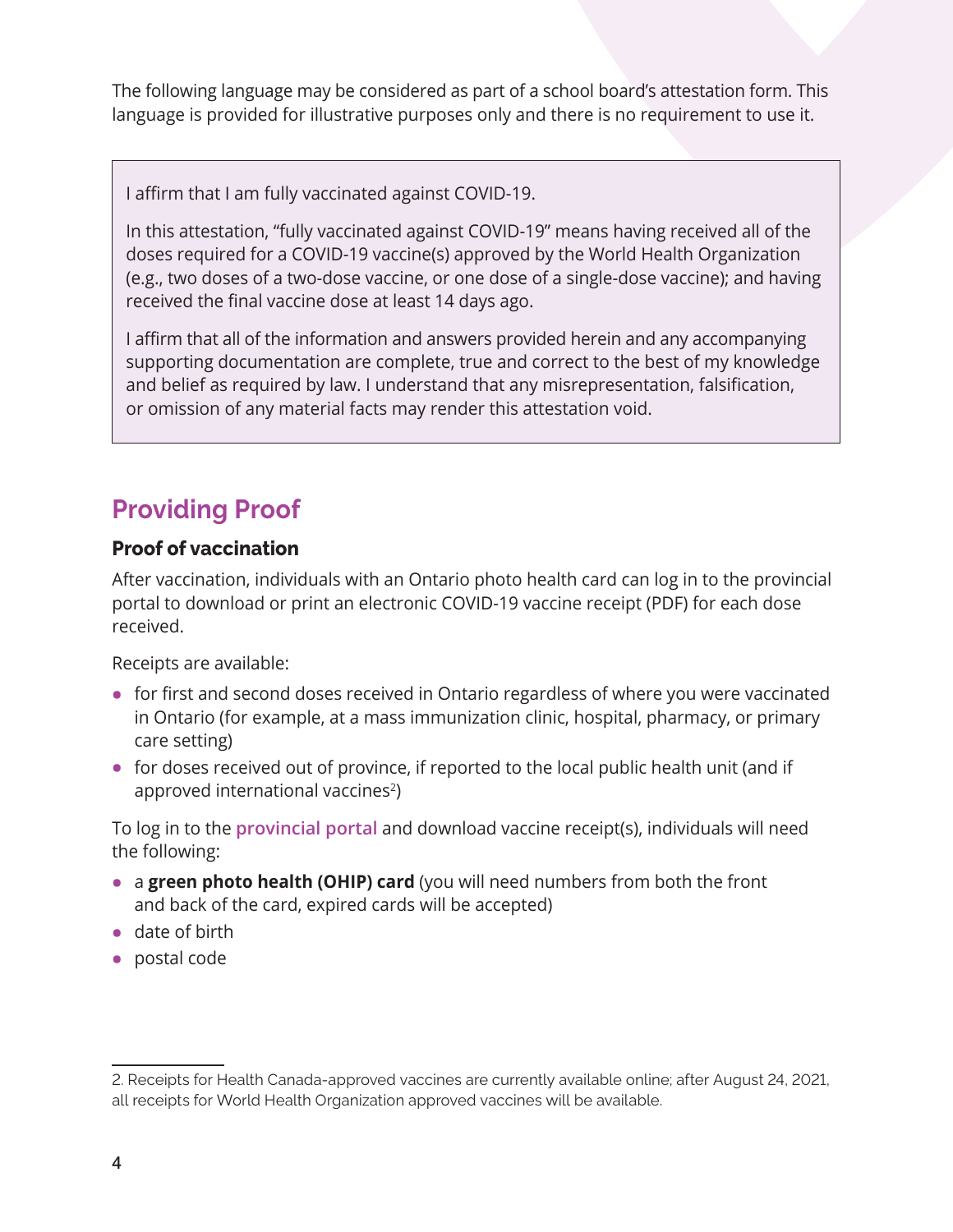The following language may be considered as part of a school board's attestation form. This language is provided for illustrative purposes only and there is no requirement to use it.

> I affirm that I am fully vaccinated against COVID-19.
>
> In this attestation, "fully vaccinated against COVID-19" means having received all of the doses required for a COVID-19 vaccine(s) approved by the World Health Organization (e.g., two doses of a two-dose vaccine, or one dose of a single-dose vaccine); and having received the final vaccine dose at least 14 days ago.
>
> I affirm that all of the information and answers provided herein and any accompanying supporting documentation are complete, true and correct to the best of my knowledge and belief as required by law. I understand that any misrepresentation, falsification, or omission of any material facts may render this attestation void.

## Providing Proof

### Proof of vaccination

After vaccination, individuals with an Ontario photo health card can log in to the provincial portal to download or print an electronic COVID-19 vaccine receipt (PDF) for each dose received.

Receipts are available:

- for first and second doses received in Ontario regardless of where you were vaccinated in Ontario (for example, at a mass immunization clinic, hospital, pharmacy, or primary care setting)
- for doses received out of province, if reported to the local public health unit (and if approved international vaccines[2])

To log in to the **provincial portal** and download vaccine receipt(s), individuals will need the following:

- a **green photo health (OHIP) card** (you will need numbers from both the front and back of the card, expired cards will be accepted)
- date of birth
- postal code

---

2. Receipts for Health Canada-approved vaccines are currently available online; after August 24, 2021, all receipts for World Health Organization approved vaccines will be available.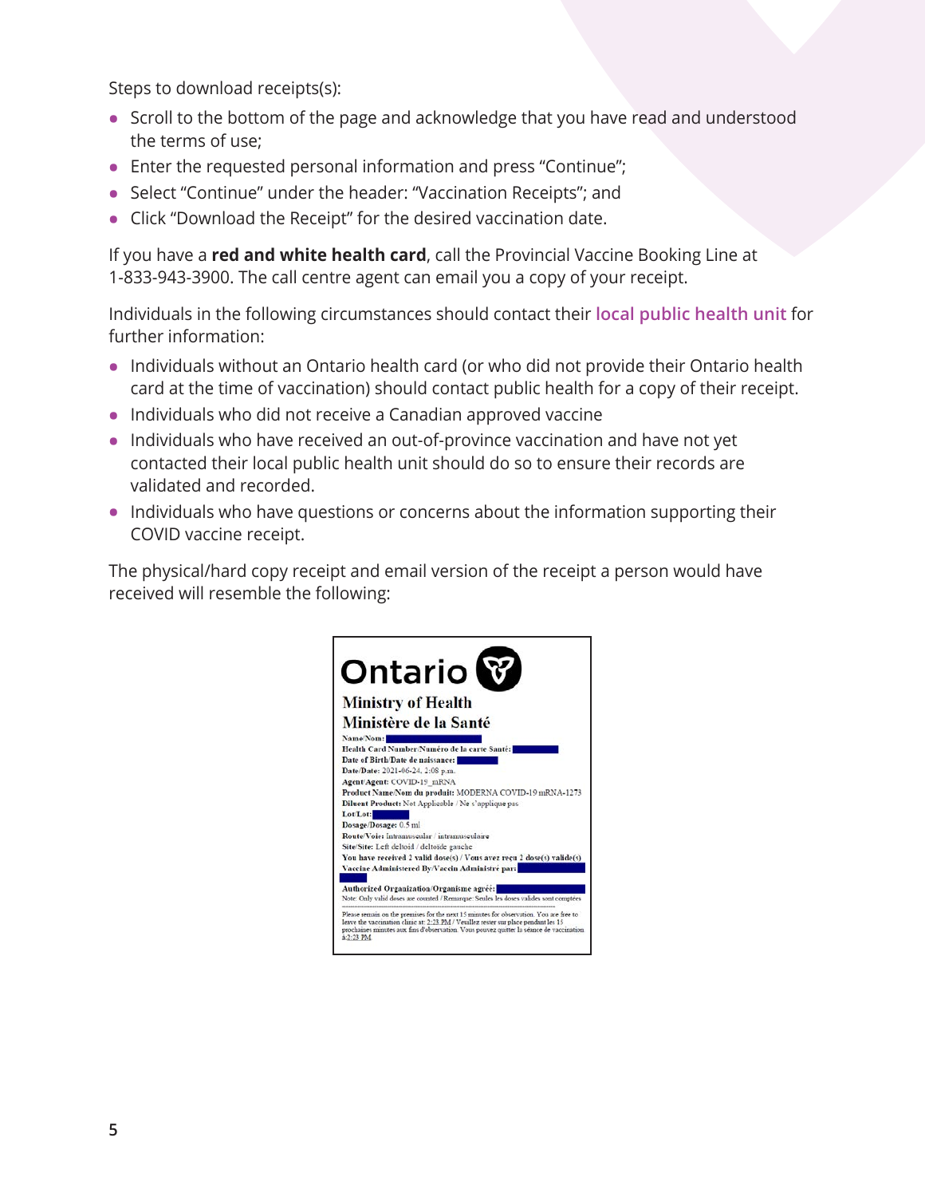Steps to download receipts(s):

- Scroll to the bottom of the page and acknowledge that you have read and understood the terms of use;
- Enter the requested personal information and press "Continue";
- Select "Continue" under the header: "Vaccination Receipts"; and
- Click "Download the Receipt" for the desired vaccination date.

If you have a **red and white health card**, call the Provincial Vaccine Booking Line at 1-833-943-3900. The call centre agent can email you a copy of your receipt.

Individuals in the following circumstances should contact their local public health unit for further information:

- Individuals without an Ontario health card (or who did not provide their Ontario health card at the time of vaccination) should contact public health for a copy of their receipt.
- Individuals who did not receive a Canadian approved vaccine
- Individuals who have received an out-of-province vaccination and have not yet contacted their local public health unit should do so to ensure their records are validated and recorded.
- Individuals who have questions or concerns about the information supporting their COVID vaccine receipt.

The physical/hard copy receipt and email version of the receipt a person would have received will resemble the following:

Ontario

**Ministry of Health**
**Ministère de la Santé**

**Name/Nom:**
**Health Card Number/Numéro de la carte Santé:**
**Date of Birth/Date de naissance:**
**Date/Date:** 2021-06-24, 2:08 p.m.
**Agent/Agent:** COVID-19_mRNA
**Product Name/Nom du produit:** MODERNA COVID-19 mRNA-1273
**Diluent Product:** Not Applicable / Ne s'applique pas
**Lot/Lot:**
**Dosage/Dosage:** 0.5 ml
**Route/Voie:** Intramuscular / intramusculaire
**Site/Site:** Left deltoid / deltoïde gauche
**You have received 2 valid dose(s) / Vous avez reçu 2 dose(s) valide(s)**
**Vaccine Administered By/Vaccin Administré par:**

**Authorized Organization/Organisme agréé:**
Note: Only valid doses are counted / Remarque: Seules les doses valides sont comptées

Please remain on the premises for the next 15 minutes for observation. You are free to leave the vaccination clinic at: 2:23 PM / Veuillez rester sur place pendant les 15 prochaines minutes aux fins d'observation. Vous pouvez quitter la séance de vaccination à 2:23 PM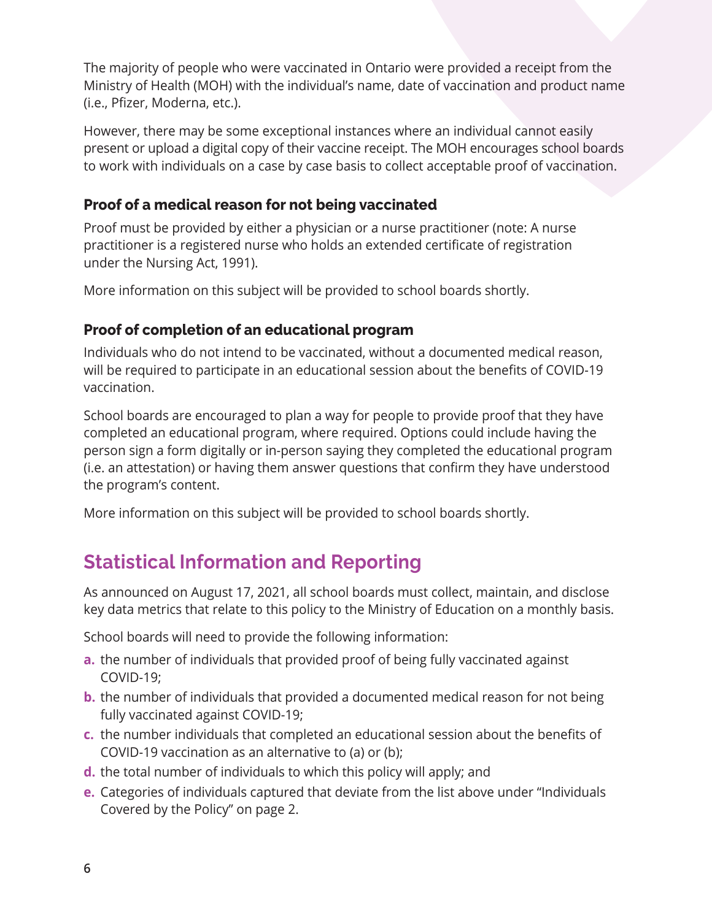The majority of people who were vaccinated in Ontario were provided a receipt from the Ministry of Health (MOH) with the individual's name, date of vaccination and product name (i.e., Pfizer, Moderna, etc.).

However, there may be some exceptional instances where an individual cannot easily present or upload a digital copy of their vaccine receipt. The MOH encourages school boards to work with individuals on a case by case basis to collect acceptable proof of vaccination.

### Proof of a medical reason for not being vaccinated

Proof must be provided by either a physician or a nurse practitioner (note: A nurse practitioner is a registered nurse who holds an extended certificate of registration under the Nursing Act, 1991).

More information on this subject will be provided to school boards shortly.

### Proof of completion of an educational program

Individuals who do not intend to be vaccinated, without a documented medical reason, will be required to participate in an educational session about the benefits of COVID-19 vaccination.

School boards are encouraged to plan a way for people to provide proof that they have completed an educational program, where required. Options could include having the person sign a form digitally or in-person saying they completed the educational program (i.e. an attestation) or having them answer questions that confirm they have understood the program's content.

More information on this subject will be provided to school boards shortly.

## Statistical Information and Reporting

As announced on August 17, 2021, all school boards must collect, maintain, and disclose key data metrics that relate to this policy to the Ministry of Education on a monthly basis.

School boards will need to provide the following information:

- **a.** the number of individuals that provided proof of being fully vaccinated against COVID-19;
- **b.** the number of individuals that provided a documented medical reason for not being fully vaccinated against COVID-19;
- **c.** the number individuals that completed an educational session about the benefits of COVID-19 vaccination as an alternative to (a) or (b);
- **d.** the total number of individuals to which this policy will apply; and
- **e.** Categories of individuals captured that deviate from the list above under "Individuals Covered by the Policy" on page 2.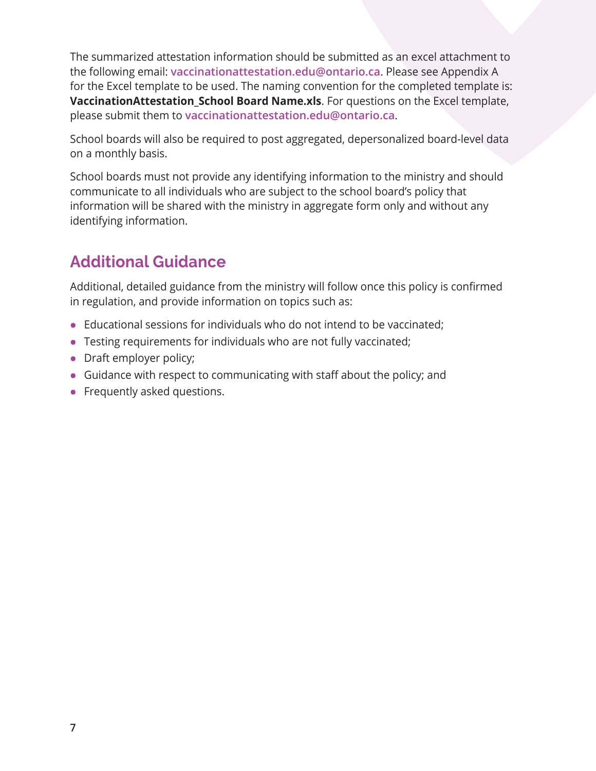The summarized attestation information should be submitted as an excel attachment to the following email: **vaccinationattestation.edu@ontario.ca**. Please see Appendix A for the Excel template to be used. The naming convention for the completed template is: **VaccinationAttestation_School Board Name.xls**. For questions on the Excel template, please submit them to **vaccinationattestation.edu@ontario.ca**.

School boards will also be required to post aggregated, depersonalized board-level data on a monthly basis.

School boards must not provide any identifying information to the ministry and should communicate to all individuals who are subject to the school board's policy that information will be shared with the ministry in aggregate form only and without any identifying information.

## Additional Guidance

Additional, detailed guidance from the ministry will follow once this policy is confirmed in regulation, and provide information on topics such as:

- Educational sessions for individuals who do not intend to be vaccinated;
- Testing requirements for individuals who are not fully vaccinated;
- Draft employer policy;
- Guidance with respect to communicating with staff about the policy; and
- Frequently asked questions.